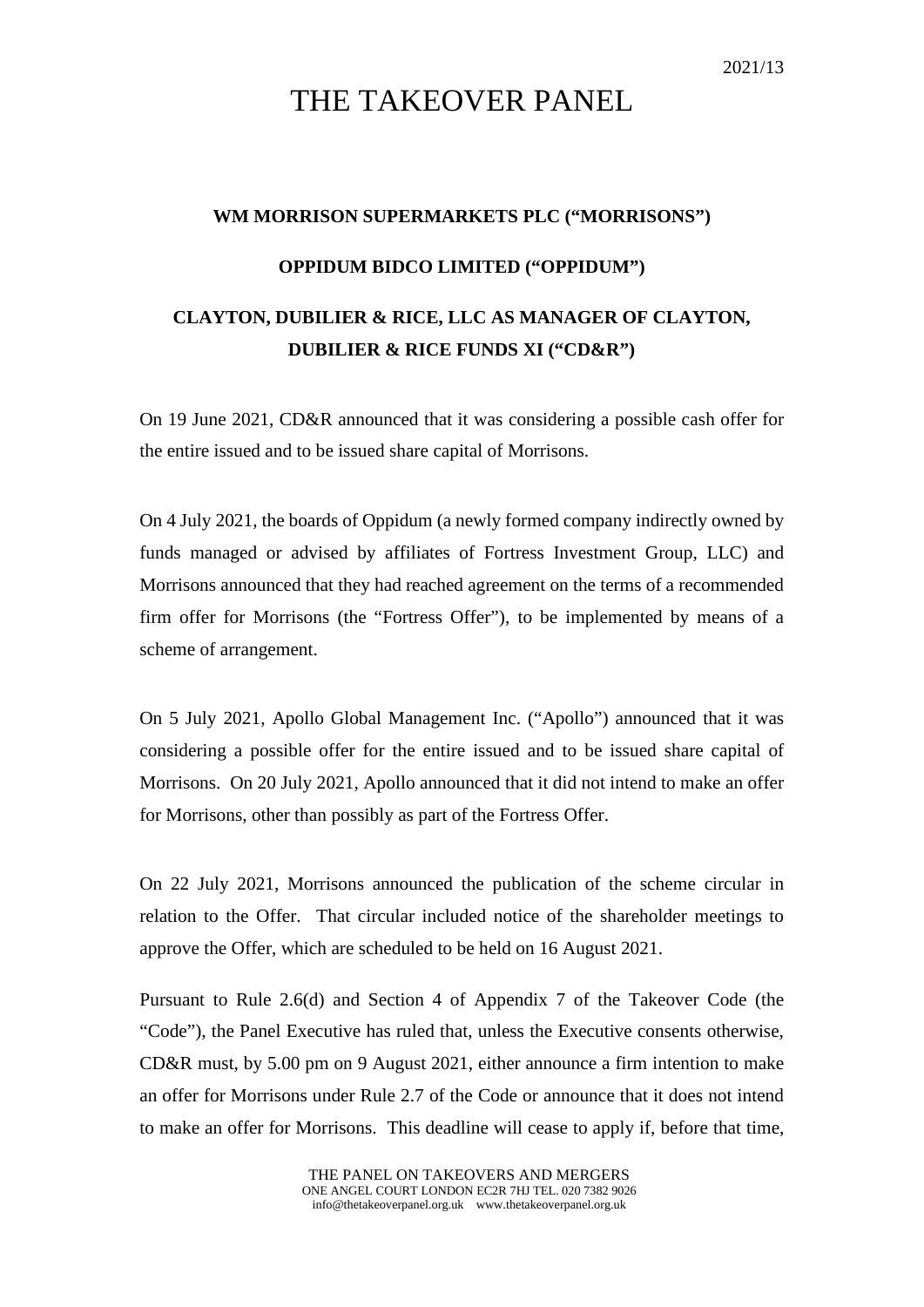2021/13

# THE TAKEOVER PANEL

**WM MORRISON SUPERMARKETS PLC ("MORRISONS")**

**OPPIDUM BIDCO LIMITED ("OPPIDUM")**

**CLAYTON, DUBILIER & RICE, LLC AS MANAGER OF CLAYTON, DUBILIER & RICE FUNDS XI ("CD&R")**

On 19 June 2021, CD&R announced that it was considering a possible cash offer for the entire issued and to be issued share capital of Morrisons.

On 4 July 2021, the boards of Oppidum (a newly formed company indirectly owned by funds managed or advised by affiliates of Fortress Investment Group, LLC) and Morrisons announced that they had reached agreement on the terms of a recommended firm offer for Morrisons (the "Fortress Offer"), to be implemented by means of a scheme of arrangement.

On 5 July 2021, Apollo Global Management Inc. ("Apollo") announced that it was considering a possible offer for the entire issued and to be issued share capital of Morrisons. On 20 July 2021, Apollo announced that it did not intend to make an offer for Morrisons, other than possibly as part of the Fortress Offer.

On 22 July 2021, Morrisons announced the publication of the scheme circular in relation to the Offer. That circular included notice of the shareholder meetings to approve the Offer, which are scheduled to be held on 16 August 2021.

Pursuant to Rule 2.6(d) and Section 4 of Appendix 7 of the Takeover Code (the "Code"), the Panel Executive has ruled that, unless the Executive consents otherwise, CD&R must, by 5.00 pm on 9 August 2021, either announce a firm intention to make an offer for Morrisons under Rule 2.7 of the Code or announce that it does not intend to make an offer for Morrisons. This deadline will cease to apply if, before that time,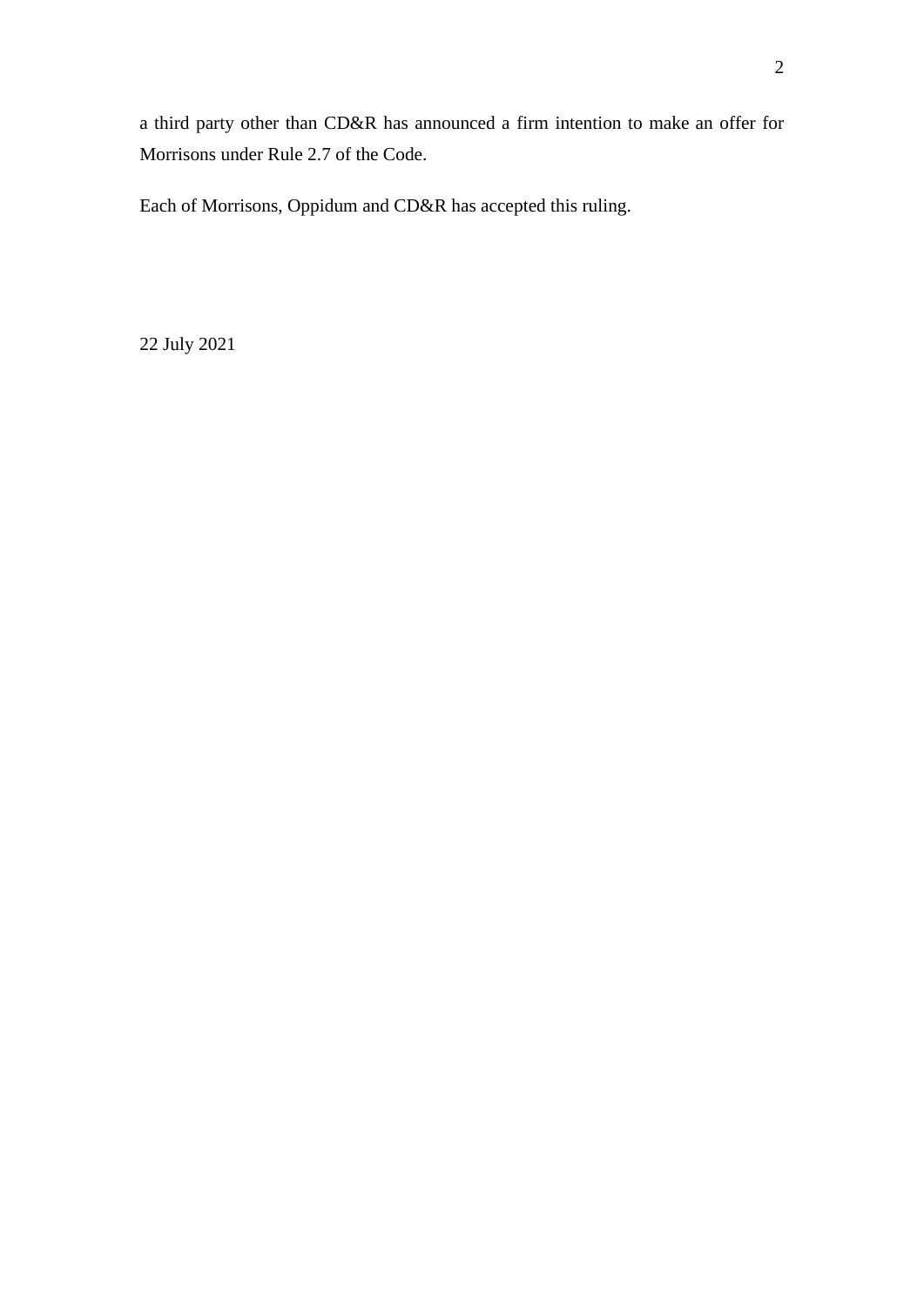a third party other than CD&R has announced a firm intention to make an offer for Morrisons under Rule 2.7 of the Code.

Each of Morrisons, Oppidum and CD&R has accepted this ruling.

22 July 2021